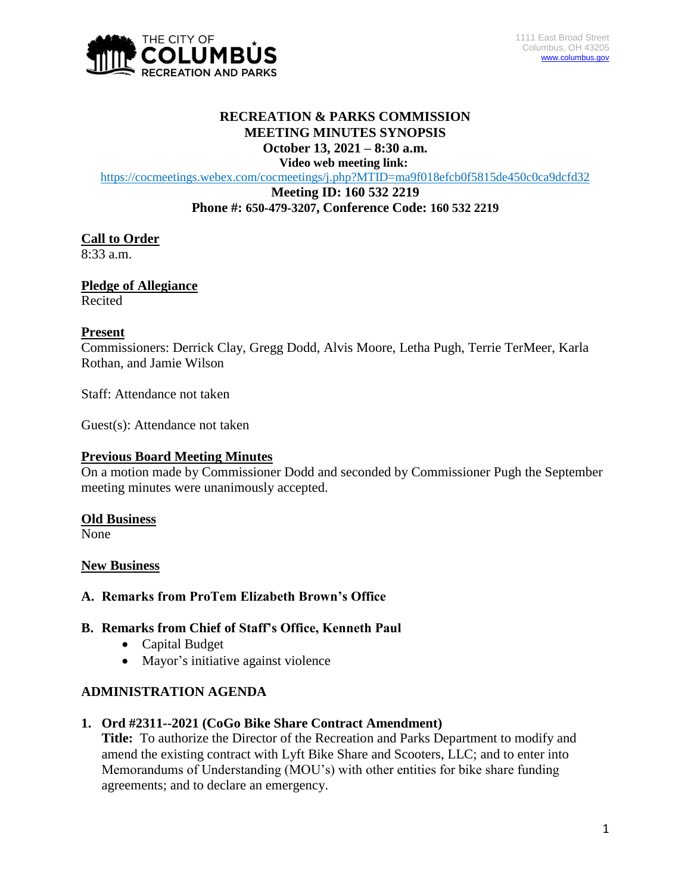1111 East Broad Street
Columbus, OH 43205
www.columbus.gov

# RECREATION & PARKS COMMISSION
## MEETING MINUTES SYNOPSIS
**October 13, 2021 – 8:30 a.m.**
**Video web meeting link:**
https://cocmeetings.webex.com/cocmeetings/j.php?MTID=ma9f018efcb0f5815de450c0ca9dcfd32
**Meeting ID: 160 532 2219**
**Phone #: 650-479-3207, Conference Code: 160 532 2219**

**Call to Order**
8:33 a.m.

**Pledge of Allegiance**
Recited

**Present**
Commissioners: Derrick Clay, Gregg Dodd, Alvis Moore, Letha Pugh, Terrie TerMeer, Karla Rothan, and Jamie Wilson

Staff: Attendance not taken

Guest(s): Attendance not taken

**Previous Board Meeting Minutes**
On a motion made by Commissioner Dodd and seconded by Commissioner Pugh the September meeting minutes were unanimously accepted.

**Old Business**
None

**New Business**

**A. Remarks from ProTem Elizabeth Brown's Office**

**B. Remarks from Chief of Staff's Office, Kenneth Paul**
- Capital Budget
- Mayor's initiative against violence

## ADMINISTRATION AGENDA

**1. Ord #2311--2021 (CoGo Bike Share Contract Amendment)**
**Title:** To authorize the Director of the Recreation and Parks Department to modify and amend the existing contract with Lyft Bike Share and Scooters, LLC; and to enter into Memorandums of Understanding (MOU's) with other entities for bike share funding agreements; and to declare an emergency.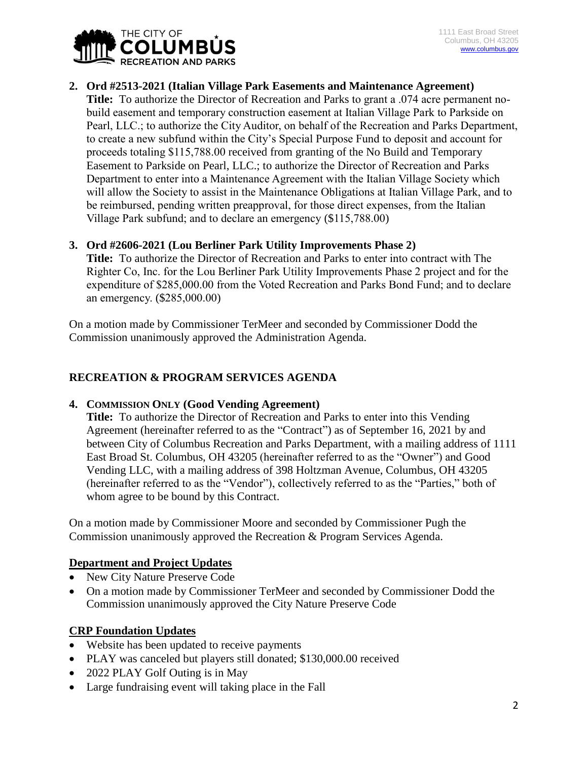2. **Ord #2513-2021 (Italian Village Park Easements and Maintenance Agreement)**
   **Title:** To authorize the Director of Recreation and Parks to grant a .074 acre permanent no-build easement and temporary construction easement at Italian Village Park to Parkside on Pearl, LLC.; to authorize the City Auditor, on behalf of the Recreation and Parks Department, to create a new subfund within the City's Special Purpose Fund to deposit and account for proceeds totaling $115,788.00 received from granting of the No Build and Temporary Easement to Parkside on Pearl, LLC.; to authorize the Director of Recreation and Parks Department to enter into a Maintenance Agreement with the Italian Village Society which will allow the Society to assist in the Maintenance Obligations at Italian Village Park, and to be reimbursed, pending written preapproval, for those direct expenses, from the Italian Village Park subfund; and to declare an emergency ($115,788.00)

3. **Ord #2606-2021 (Lou Berliner Park Utility Improvements Phase 2)**
   **Title:** To authorize the Director of Recreation and Parks to enter into contract with The Righter Co, Inc. for the Lou Berliner Park Utility Improvements Phase 2 project and for the expenditure of $285,000.00 from the Voted Recreation and Parks Bond Fund; and to declare an emergency. ($285,000.00)

On a motion made by Commissioner TerMeer and seconded by Commissioner Dodd the Commission unanimously approved the Administration Agenda.

## RECREATION & PROGRAM SERVICES AGENDA

4. **COMMISSION ONLY (Good Vending Agreement)**
   **Title:** To authorize the Director of Recreation and Parks to enter into this Vending Agreement (hereinafter referred to as the "Contract") as of September 16, 2021 by and between City of Columbus Recreation and Parks Department, with a mailing address of 1111 East Broad St. Columbus, OH 43205 (hereinafter referred to as the "Owner") and Good Vending LLC, with a mailing address of 398 Holtzman Avenue, Columbus, OH 43205 (hereinafter referred to as the "Vendor"), collectively referred to as the "Parties," both of whom agree to be bound by this Contract.

On a motion made by Commissioner Moore and seconded by Commissioner Pugh the Commission unanimously approved the Recreation & Program Services Agenda.

### Department and Project Updates

- New City Nature Preserve Code
- On a motion made by Commissioner TerMeer and seconded by Commissioner Dodd the Commission unanimously approved the City Nature Preserve Code

### CRP Foundation Updates

- Website has been updated to receive payments
- PLAY was canceled but players still donated; $130,000.00 received
- 2022 PLAY Golf Outing is in May
- Large fundraising event will taking place in the Fall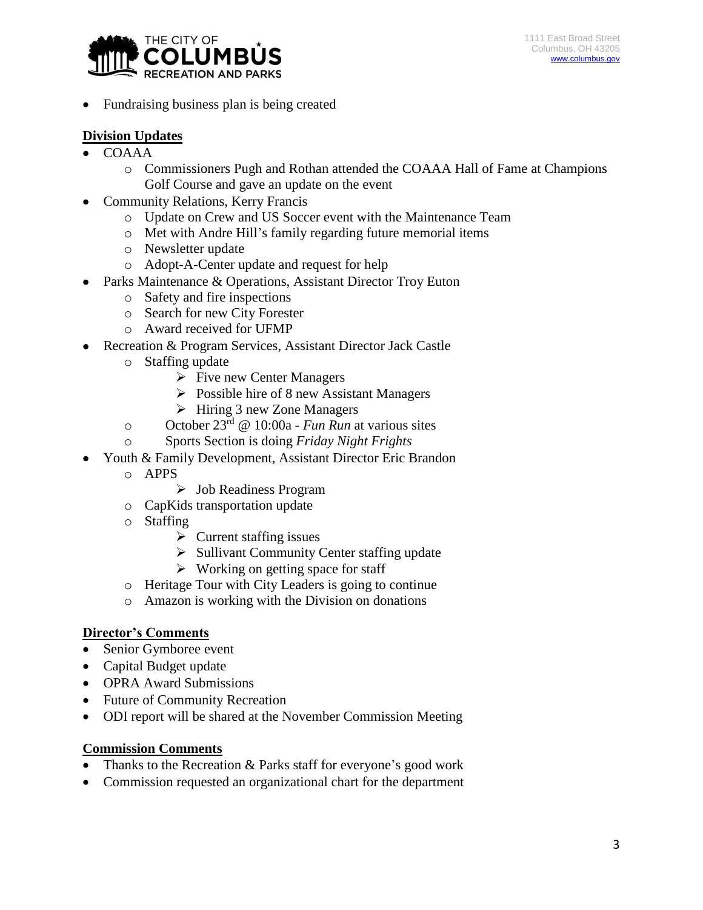- Fundraising business plan is being created

**Division Updates**

- COAAA
  - Commissioners Pugh and Rothan attended the COAAA Hall of Fame at Champions Golf Course and gave an update on the event
- Community Relations, Kerry Francis
  - Update on Crew and US Soccer event with the Maintenance Team
  - Met with Andre Hill's family regarding future memorial items
  - Newsletter update
  - Adopt-A-Center update and request for help
- Parks Maintenance & Operations, Assistant Director Troy Euton
  - Safety and fire inspections
  - Search for new City Forester
  - Award received for UFMP
- Recreation & Program Services, Assistant Director Jack Castle
  - Staffing update
    - Five new Center Managers
    - Possible hire of 8 new Assistant Managers
    - Hiring 3 new Zone Managers
  - October 23rd @ 10:00a - *Fun Run* at various sites
  - Sports Section is doing *Friday Night Frights*
- Youth & Family Development, Assistant Director Eric Brandon
  - APPS
    - Job Readiness Program
  - CapKids transportation update
  - Staffing
    - Current staffing issues
    - Sullivant Community Center staffing update
    - Working on getting space for staff
  - Heritage Tour with City Leaders is going to continue
  - Amazon is working with the Division on donations

**Director's Comments**

- Senior Gymboree event
- Capital Budget update
- OPRA Award Submissions
- Future of Community Recreation
- ODI report will be shared at the November Commission Meeting

**Commission Comments**

- Thanks to the Recreation & Parks staff for everyone's good work
- Commission requested an organizational chart for the department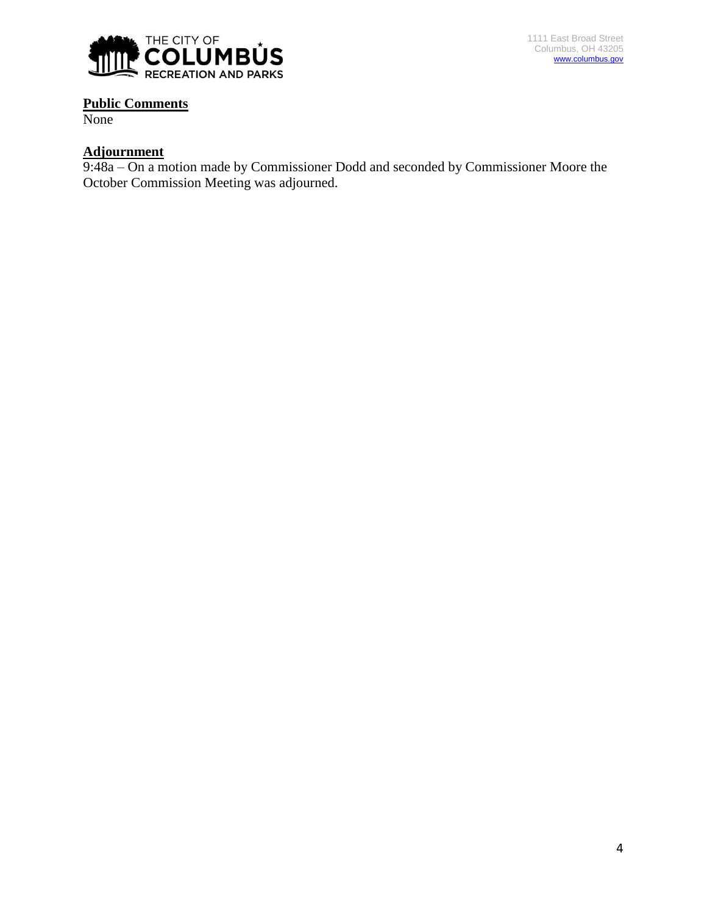## Public Comments

None

## Adjournment

9:48a – On a motion made by Commissioner Dodd and seconded by Commissioner Moore the October Commission Meeting was adjourned.